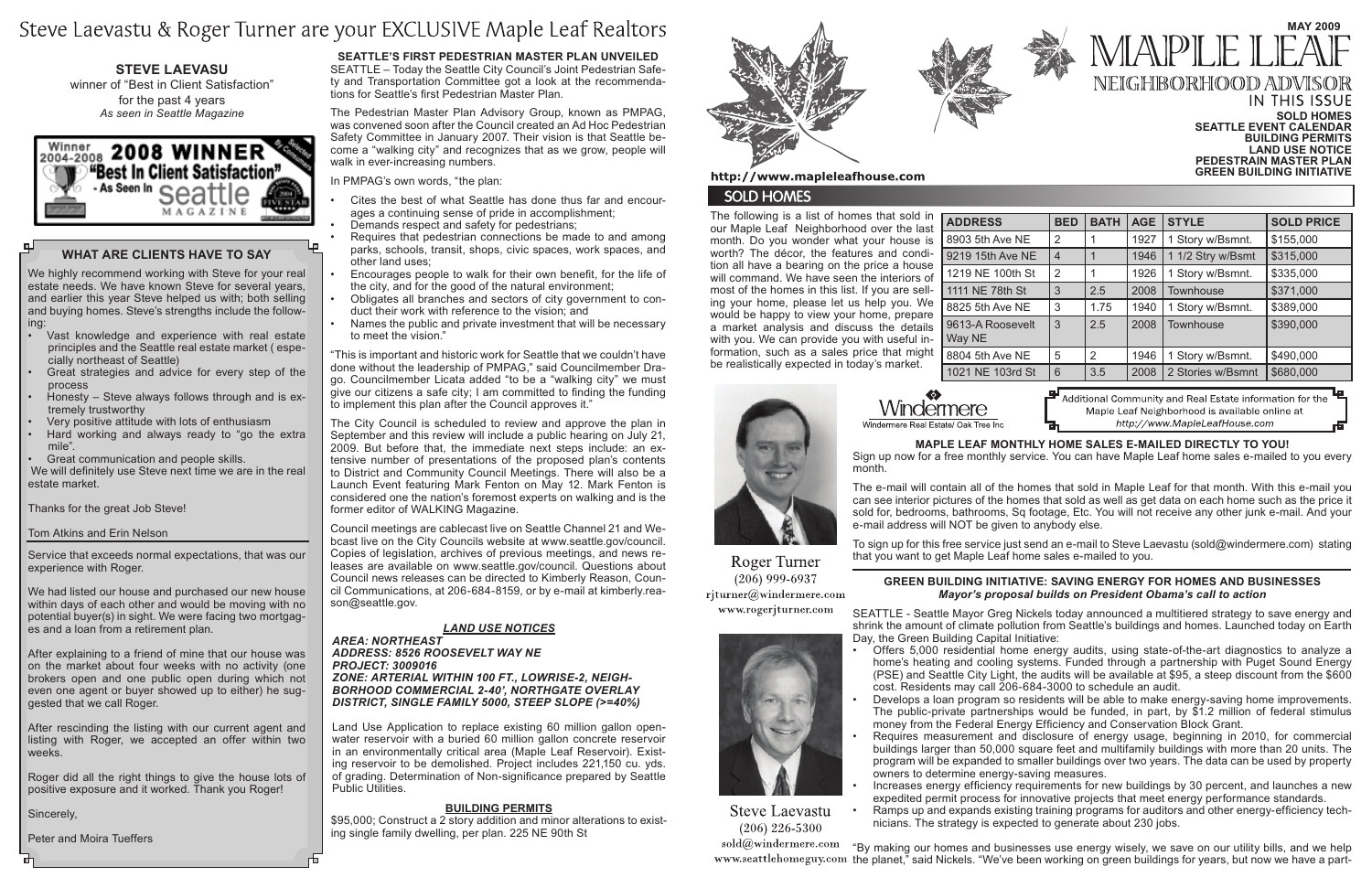# Steve Laevastu & Roger Turner are your EXCLUSIVE Maple Leaf Realtors

**STEVE LAEVASU**
winner of "Best in Client Satisfaction"
for the past 4 years
*As seen in Seattle Magazine*

Winner 2004-2008 **2008 WINNER** "Best In Client Satisfaction" - As Seen In Seattle Magazine

### WHAT ARE CLIENTS HAVE TO SAY

We highly recommend working with Steve for your real estate needs. We have known Steve for several years, and earlier this year Steve helped us with; both selling and buying homes. Steve's strengths include the following:

- Vast knowledge and experience with real estate principles and the Seattle real estate market ( especially northeast of Seattle)
- Great strategies and advice for every step of the process
- Honesty – Steve always follows through and is extremely trustworthy
- Very positive attitude with lots of enthusiasm
- Hard working and always ready to "go the extra mile".
- Great communication and people skills.

We will definitely use Steve next time we are in the real estate market.

Thanks for the great Job Steve!

Tom Atkins and Erin Nelson

Service that exceeds normal expectations, that was our experience with Roger.

We had listed our house and purchased our new house within days of each other and would be moving with no potential buyer(s) in sight. We were facing two mortgages and a loan from a retirement plan.

After explaining to a friend of mine that our house was on the market about four weeks with no activity (one brokers open and one public open during which not even one agent or buyer showed up to either) he suggested that we call Roger.

After rescinding the listing with our current agent and listing with Roger, we accepted an offer within two weeks.

Roger did all the right things to give the house lots of positive exposure and it worked. Thank you Roger!

Sincerely,

Peter and Moira Tueffers

### SEATTLE'S FIRST PEDESTRIAN MASTER PLAN UNVEILED

SEATTLE – Today the Seattle City Council's Joint Pedestrian Safety and Transportation Committee got a look at the recommendations for Seattle's first Pedestrian Master Plan.

The Pedestrian Master Plan Advisory Group, known as PMPAG, was convened soon after the Council created an Ad Hoc Pedestrian Safety Committee in January 2007. Their vision is that Seattle become a "walking city" and recognizes that as we grow, people will walk in ever-increasing numbers.

In PMPAG's own words, "the plan:

- Cites the best of what Seattle has done thus far and encourages a continuing sense of pride in accomplishment;
- Demands respect and safety for pedestrians;
- Requires that pedestrian connections be made to and among parks, schools, transit, shops, civic spaces, work spaces, and other land uses;
- Encourages people to walk for their own benefit, for the life of the city, and for the good of the natural environment;
- Obligates all branches and sectors of city government to conduct their work with reference to the vision; and
- Names the public and private investment that will be necessary to meet the vision."

"This is important and historic work for Seattle that we couldn't have done without the leadership of PMPAG," said Councilmember Drago. Councilmember Licata added "to be a "walking city" we must give our citizens a safe city; I am committed to finding the funding to implement this plan after the Council approves it."

The City Council is scheduled to review and approve the plan in September and this review will include a public hearing on July 21, 2009. But before that, the immediate next steps include: an extensive number of presentations of the proposed plan's contents to District and Community Council Meetings. There will also be a Launch Event featuring Mark Fenton on May 12. Mark Fenton is considered one the nation's foremost experts on walking and is the former editor of WALKING Magazine.

Council meetings are cablecast live on Seattle Channel 21 and Webcast live on the City Councils website at www.seattle.gov/council. Copies of legislation, archives of previous meetings, and news releases are available on www.seattle.gov/council. Questions about Council news releases can be directed to Kimberly Reason, Council Communications, at 206-684-8159, or by e-mail at kimberly.reason@seattle.gov.

### LAND USE NOTICES

***AREA: NORTHEAST***
***ADDRESS: 8526 ROOSEVELT WAY NE***
***PROJECT: 3009016***
***ZONE: ARTERIAL WITHIN 100 FT., LOWRISE-2, NEIGHBORHOOD COMMERCIAL 2-40', NORTHGATE OVERLAY DISTRICT, SINGLE FAMILY 5000, STEEP SLOPE (>=40%)***

Land Use Application to replace existing 60 million gallon open-water reservoir with a buried 60 million gallon concrete reservoir in an environmentally critical area (Maple Leaf Reservoir). Existing reservoir to be demolished. Project includes 221,150 cu. yds. of grading. Determination of Non-significance prepared by Seattle Public Utilities.

### BUILDING PERMITS

$95,000; Construct a 2 story addition and minor alterations to existing single family dwelling, per plan. 225 NE 90th St

# MAPLE LEAF NEIGHBORHOOD ADVISOR

**MAY 2009**

http://www.mapleleafhouse.com

**IN THIS ISSUE**
**SOLD HOMES**
**SEATTLE EVENT CALENDAR**
**BUILDING PERMITS**
**LAND USE NOTICE**
**PEDESTRIAN MASTER PLAN**
**GREEN BUILDING INITIATIVE**

## SOLD HOMES

The following is a list of homes that sold in our Maple Leaf Neighborhood over the last month. Do you wonder what your house is worth? The décor, the features and condition all have a bearing on the price a house will command. We have seen the interiors of most of the homes in this list. If you are selling your home, please let us help you. We would be happy to view your home, prepare a market analysis and discuss the details with you. We can provide you with useful information, such as a sales price that might be realistically expected in today's market.

| ADDRESS | BED | BATH | AGE | STYLE | SOLD PRICE |
|---|---|---|---|---|---|
| 8903 5th Ave NE | 2 | 1 | 1927 | 1 Story w/Bsmnt. | $155,000 |
| 9219 15th Ave NE | 4 | 1 | 1946 | 1 1/2 Stry w/Bsmt | $315,000 |
| 1219 NE 100th St | 2 | 1 | 1926 | 1 Story w/Bsmnt. | $335,000 |
| 1111 NE 78th St | 3 | 2.5 | 2008 | Townhouse | $371,000 |
| 8825 5th Ave NE | 3 | 1.75 | 1940 | 1 Story w/Bsmnt. | $389,000 |
| 9613-A Roosevelt Way NE | 3 | 2.5 | 2008 | Townhouse | $390,000 |
| 8804 5th Ave NE | 5 | 2 | 1946 | 1 Story w/Bsmnt. | $490,000 |
| 1021 NE 103rd St | 6 | 3.5 | 2008 | 2 Stories w/Bsmnt | $680,000 |

Windermere
Windermere Real Estate/ Oak Tree Inc

Additional Community and Real Estate information for the Maple Leaf Neighborhood is available online at http://www.MapleLeafHouse.com

Roger Turner
(206) 999-6937
rjturner@windermere.com
www.rogerjturner.com

Steve Laevastu
(206) 226-5300
sold@windermere.com
www.seattlehomeguy.com

### MAPLE LEAF MONTHLY HOME SALES E-MAILED DIRECTLY TO YOU!

Sign up now for a free monthly service. You can have Maple Leaf home sales e-mailed to you every month.

The e-mail will contain all of the homes that sold in Maple Leaf for that month. With this e-mail you can see interior pictures of the homes that sold as well as get data on each home such as the price it sold for, bedrooms, bathrooms, Sq footage, Etc. You will not receive any other junk e-mail. And your e-mail address will NOT be given to anybody else.

To sign up for this free service just send an e-mail to Steve Laevastu (sold@windermere.com) stating that you want to get Maple Leaf home sales e-mailed to you.

### GREEN BUILDING INITIATIVE: SAVING ENERGY FOR HOMES AND BUSINESSES

***Mayor's proposal builds on President Obama's call to action***

SEATTLE - Seattle Mayor Greg Nickels today announced a multitiered strategy to save energy and shrink the amount of climate pollution from Seattle's buildings and homes. Launched today on Earth Day, the Green Building Capital Initiative:

- Offers 5,000 residential home energy audits, using state-of-the-art diagnostics to analyze a home's heating and cooling systems. Funded through a partnership with Puget Sound Energy (PSE) and Seattle City Light, the audits will be available at $95, a steep discount from the $600 cost. Residents may call 206-684-3000 to schedule an audit.
- Develops a loan program so residents will be able to make energy-saving home improvements. The public-private partnerships would be funded, in part, by $1.2 million of federal stimulus money from the Federal Energy Efficiency and Conservation Block Grant.
- Requires measurement and disclosure of energy usage, beginning in 2010, for commercial buildings larger than 50,000 square feet and multifamily buildings with more than 20 units. The program will be expanded to smaller buildings over two years. The data can be used by property owners to determine energy-saving measures.
- Increases energy efficiency requirements for new buildings by 30 percent, and launches a new expedited permit process for innovative projects that meet energy performance standards.
- Ramps up and expands existing training programs for auditors and other energy-efficiency technicians. The strategy is expected to generate about 230 jobs.

"By making our homes and businesses use energy wisely, we save on our utility bills, and we help the planet," said Nickels. "We've been working on green buildings for years, but now we have a part-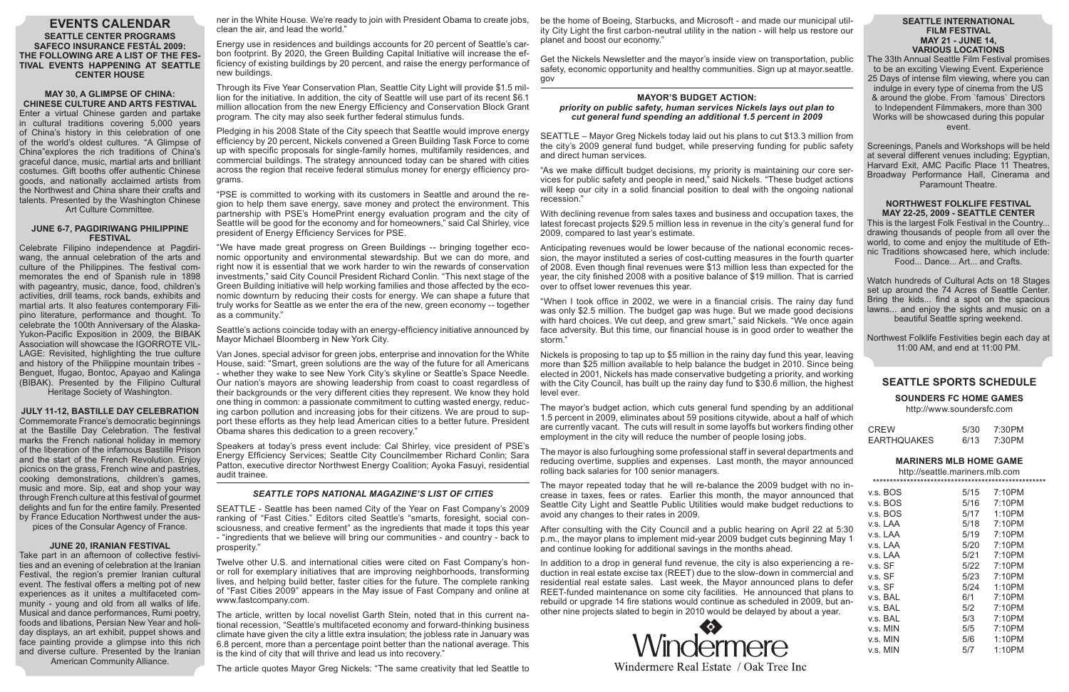## EVENTS CALENDAR

**SEATTLE CENTER PROGRAMS**
**SAFECO INSURANCE FESTÁL 2009:**
**THE FOLLOWING ARE A LIST OF THE FESTIVAL EVENTS HAPPENING AT SEATTLE CENTER HOUSE**

### MAY 30, A GLIMPSE OF CHINA: CHINESE CULTURE AND ARTS FESTIVAL

Enter a virtual Chinese garden and partake in cultural traditions covering 5,000 years of China's history in this celebration of one of the world's oldest cultures. "A Glimpse of China"explores the rich traditions of China's graceful dance, music, martial arts and brilliant costumes. Gift booths offer authentic Chinese goods, and nationally acclaimed artists from the Northwest and China share their crafts and talents. Presented by the Washington Chinese Art Culture Committee.

### JUNE 6-7, PAGDIRIWANG PHILIPPINE FESTIVAL

Celebrate Filipino independence at Pagdiriwang, the annual celebration of the arts and culture of the Philippines. The festival commemorates the end of Spanish rule in 1898 with pageantry, music, dance, food, children's activities, drill teams, rock bands, exhibits and martial arts. It also features contemporary Filipino literature, performance and thought. To celebrate the 100th Anniversary of the Alaska-Yukon-Pacific Exposition in 2009, the BIBAK Association will showcase the IGORROTE VILLAGE: Revisited, highlighting the true culture and history of the Philippine mountain tribes - Benguet, Ifugao, Bontoc, Apayao and Kalinga (BIBAK). Presented by the Filipino Cultural Heritage Society of Washington.

### JULY 11-12, BASTILLE DAY CELEBRATION

Commemorate France's democratic beginnings at the Bastille Day Celebration. The festival marks the French national holiday in memory of the liberation of the infamous Bastille Prison and the start of the French Revolution. Enjoy picnics on the grass, French wine and pastries, cooking demonstrations, children's games, music and more. Sip, eat and shop your way through French culture at this festival of gourmet delights and fun for the entire family. Presented by France Education Northwest under the auspices of the Consular Agency of France.

### JUNE 20, IRANIAN FESTIVAL

Take part in an afternoon of collective festivities and an evening of celebration at the Iranian Festival, the region's premier Iranian cultural event. The festival offers a melting pot of new experiences as it unites a multifaceted community - young and old from all walks of life. Musical and dance performances, Rumi poetry, foods and libations, Persian New Year and holiday displays, an art exhibit, puppet shows and face painting provide a glimpse into this rich and diverse culture. Presented by the Iranian American Community Alliance.

ner in the White House. We're ready to join with President Obama to create jobs, clean the air, and lead the world."

Energy use in residences and buildings accounts for 20 percent of Seattle's carbon footprint. By 2020, the Green Building Capital Initiative will increase the efficiency of existing buildings by 20 percent, and raise the energy performance of new buildings.

Through its Five Year Conservation Plan, Seattle City Light will provide $1.5 million for the initiative. In addition, the city of Seattle will use part of its recent $6.1 million allocation from the new Energy Efficiency and Conservation Block Grant program. The city may also seek further federal stimulus funds.

Pledging in his 2008 State of the City speech that Seattle would improve energy efficiency by 20 percent, Nickels convened a Green Building Task Force to come up with specific proposals for single-family homes, multifamily residences, and commercial buildings. The strategy announced today can be shared with cities across the region that receive federal stimulus money for energy efficiency programs.

"PSE is committed to working with its customers in Seattle and around the region to help them save energy, save money and protect the environment. This partnership with PSE's HomePrint energy evaluation program and the city of Seattle will be good for the economy and for homeowners," said Cal Shirley, vice president of Energy Efficiency Services for PSE.

"We have made great progress on Green Buildings -- bringing together economic opportunity and environmental stewardship. But we can do more, and right now it is essential that we work harder to win the rewards of conservation investments," said City Council President Richard Conlin. "This next stage of the Green Building initiative will help working families and those affected by the economic downturn by reducing their costs for energy. We can shape a future that truly works for Seattle as we enter the era of the new, green economy -- together as a community."

Seattle's actions coincide today with an energy-efficiency initiative announced by Mayor Michael Bloomberg in New York City.

Van Jones, special advisor for green jobs, enterprise and innovation for the White House, said: "Smart, green solutions are the way of the future for all Americans - whether they wake to see New York City's skyline or Seattle's Space Needle. Our nation's mayors are showing leadership from coast to coast regardless of their backgrounds or the very different cities they represent. We know they hold one thing in common: a passionate commitment to cutting wasted energy, reducing carbon pollution and increasing jobs for their citizens. We are proud to support these efforts as they help lead American cities to a better future. President Obama shares this dedication to a green recovery."

Speakers at today's press event include: Cal Shirley, vice president of PSE's Energy Efficiency Services; Seattle City Councilmember Richard Conlin; Sara Patton, executive director Northwest Energy Coalition; Ayoka Fasuyi, residential audit trainee.

### *SEATTLE TOPS NATIONAL MAGAZINE'S LIST OF CITIES*

SEATTLE - Seattle has been named City of the Year on Fast Company's 2009 ranking of "Fast Cities." Editors cited Seattle's "smarts, foresight, social consciousness, and creative ferment" as the ingredients that made it tops this year - "ingredients that we believe will bring our communities - and country - back to prosperity."

Twelve other U.S. and international cities were cited on Fast Company's honor roll for exemplary initiatives that are improving neighborhoods, transforming lives, and helping build better, faster cities for the future. The complete ranking of "Fast Cities 2009" appears in the May issue of Fast Company and online at www.fastcompany.com.

The article, written by local novelist Garth Stein, noted that in this current national recession, "Seattle's multifaceted economy and forward-thinking business climate have given the city a little extra insulation; the jobless rate in January was 6.8 percent, more than a percentage point better than the national average. This is the kind of city that will thrive and lead us into recovery."

The article quotes Mayor Greg Nickels: "The same creativity that led Seattle to be the home of Boeing, Starbucks, and Microsoft - and made our municipal utility City Light the first carbon-neutral utility in the nation - will help us restore our planet and boost our economy."

Get the Nickels Newsletter and the mayor's inside view on transportation, public safety, economic opportunity and healthy communities. Sign up at mayor.seattle.gov

### MAYOR'S BUDGET ACTION:
***priority on public safety, human services Nickels lays out plan to cut general fund spending an additional 1.5 percent in 2009***

SEATTLE – Mayor Greg Nickels today laid out his plans to cut $13.3 million from the city's 2009 general fund budget, while preserving funding for public safety and direct human services.

"As we make difficult budget decisions, my priority is maintaining our core services for public safety and people in need," said Nickels. "These budget actions will keep our city in a solid financial position to deal with the ongoing national recession."

With declining revenue from sales taxes and business and occupation taxes, the latest forecast projects $29.5 million less in revenue in the city's general fund for 2009, compared to last year's estimate.

Anticipating revenues would be lower because of the national economic recession, the mayor instituted a series of cost-cutting measures in the fourth quarter of 2008. Even though final revenues were $13 million less than expected for the year, the city finished 2008 with a positive balance of $19 million. That is carried over to offset lower revenues this year.

"When I took office in 2002, we were in a financial crisis. The rainy day fund was only $2.5 million. The budget gap was huge. But we made good decisions with hard choices. We cut deep, and grew smart," said Nickels. "We once again face adversity. But this time, our financial house is in good order to weather the storm."

Nickels is proposing to tap up to $5 million in the rainy day fund this year, leaving more than $25 million available to help balance the budget in 2010. Since being elected in 2001, Nickels has made conservative budgeting a priority, and working with the City Council, has built up the rainy day fund to $30.6 million, the highest level ever.

The mayor's budget action, which cuts general fund spending by an additional 1.5 percent in 2009, eliminates about 59 positions citywide, about a half of which are currently vacant. The cuts will result in some layoffs but workers finding other employment in the city will reduce the number of people losing jobs.

The mayor is also furloughing some professional staff in several departments and reducing overtime, supplies and expenses. Last month, the mayor announced rolling back salaries for 100 senior managers.

The mayor repeated today that he will re-balance the 2009 budget with no increase in taxes, fees or rates. Earlier this month, the mayor announced that Seattle City Light and Seattle Public Utilities would make budget reductions to avoid any changes to their rates in 2009.

After consulting with the City Council and a public hearing on April 22 at 5:30 p.m., the mayor plans to implement mid-year 2009 budget cuts beginning May 1 and continue looking for additional savings in the months ahead.

In addition to a drop in general fund revenue, the city is also experiencing a reduction in real estate excise tax (REET) due to the slow-down in commercial and residential real estate sales. Last week, the Mayor announced plans to defer REET-funded maintenance on some city facilities. He announced that plans to rebuild or upgrade 14 fire stations would continue as scheduled in 2009, but another nine projects slated to begin in 2010 would be delayed by about a year.

Windermere

Windermere Real Estate / Oak Tree Inc

### SEATTLE INTERNATIONAL FILM FESTIVAL
**MAY 21 - JUNE 14, VARIOUS LOCATIONS**

The 33th Annual Seattle Film Festival promises to be an exciting Viewing Event. Experience 25 Days of intense film viewing, where you can indulge in every type of cinema from the US & around the globe. From `famous` Directors to Independent Filmmakers, more than 300 Works will be showcased during this popular event.

Screenings, Panels and Workshops will be held at several different venues including; Egyptian, Harvard Exit, AMC Pacific Place 11 Theatres, Broadway Performance Hall, Cinerama and Paramount Theatre.

### NORTHWEST FOLKLIFE FESTIVAL
**MAY 22-25, 2009 - SEATTLE CENTER**

This is the largest Folk Festival in the Country... drawing thousands of people from all over the world, to come and enjoy the multitude of Ethnic Traditions showcased here, which include: Food... Dance... Art... and Crafts.

Watch hundreds of Cultural Acts on 18 Stages set up around the 74 Acres of Seattle Center. Bring the kids... find a spot on the spacious lawns... and enjoy the sights and music on a beautiful Seattle spring weekend.

Northwest Folklife Festivities begin each day at 11:00 AM, and end at 11:00 PM.

## SEATTLE SPORTS SCHEDULE

### SOUNDERS FC HOME GAMES
http://www.soundersfc.com

| | | |
|---|---|---|
| CREW | 5/30 | 7:30PM |
| EARTHQUAKES | 6/13 | 7:30PM |

### MARINERS MLB HOME GAME
http://seattle.mariners.mlb.com

| | | |
|---|---|---|
| v.s. BOS | 5/15 | 7:10PM |
| v.s. BOS | 5/16 | 7:10PM |
| v.s. BOS | 5/17 | 1:10PM |
| v.s. LAA | 5/18 | 7:10PM |
| v.s. LAA | 5/19 | 7:10PM |
| v.s. LAA | 5/20 | 7:10PM |
| v.s. LAA | 5/21 | 7:10PM |
| v.s. SF | 5/22 | 7:10PM |
| v.s. SF | 5/23 | 7:10PM |
| v.s. SF | 5/24 | 1:10PM |
| v.s. BAL | 6/1 | 7:10PM |
| v.s. BAL | 5/2 | 7:10PM |
| v.s. BAL | 5/3 | 7:10PM |
| v.s. MIN | 5/5 | 7:10PM |
| v.s. MIN | 5/6 | 1:10PM |
| v.s. MIN | 5/7 | 1:10PM |